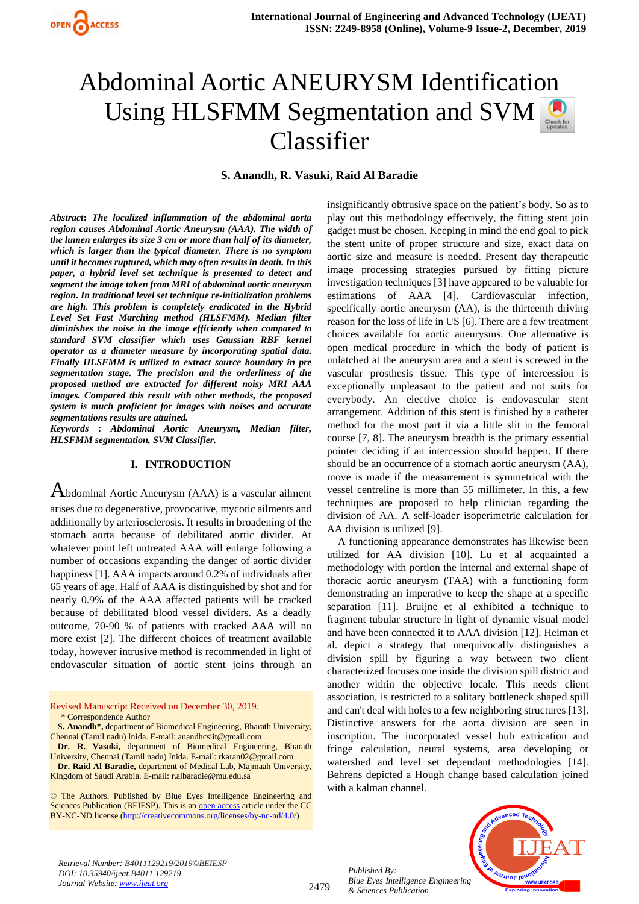# Abdominal Aortic ANEURYSM Identification Using HLSFMM Segmentation and SVM Classifier

**S. Anandh, R. Vasuki, Raid Al Baradie**

***Abstract*****:** ***The localized inflammation of the abdominal aorta region causes Abdominal Aortic Aneurysm (AAA). The width of the lumen enlarges its size 3 cm or more than half of its diameter, which is larger than the typical diameter. There is no symptom until it becomes ruptured, which may often results in death. In this paper, a hybrid level set technique is presented to detect and segment the image taken from MRI of abdominal aortic aneurysm region. In traditional level set technique re-initialization problems are high. This problem is completely eradicated in the Hybrid Level Set Fast Marching method (HLSFMM). Median filter diminishes the noise in the image efficiently when compared to standard SVM classifier which uses Gaussian RBF kernel operator as a diameter measure by incorporating spatial data. Finally HLSFMM is utilized to extract source boundary in pre segmentation stage. The precision and the orderliness of the proposed method are extracted for different noisy MRI AAA images. Compared this result with other methods, the proposed system is much proficient for images with noises and accurate segmentations results are attained.***

***Keywords : Abdominal Aortic Aneurysm, Median filter, HLSFMM segmentation, SVM Classifier.***

## I. INTRODUCTION

Abdominal Aortic Aneurysm (AAA) is a vascular ailment arises due to degenerative, provocative, mycotic ailments and additionally by arteriosclerosis. It results in broadening of the stomach aorta because of debilitated aortic divider. At whatever point left untreated AAA will enlarge following a number of occasions expanding the danger of aortic divider happiness [1]. AAA impacts around 0.2% of individuals after 65 years of age. Half of AAA is distinguished by shot and for nearly 0.9% of the AAA affected patients will be cracked because of debilitated blood vessel dividers. As a deadly outcome, 70-90 % of patients with cracked AAA will no more exist [2]. The different choices of treatment available today, however intrusive method is recommended in light of endovascular situation of aortic stent joins through an insignificantly obtrusive space on the patient's body. So as to play out this methodology effectively, the fitting stent join gadget must be chosen. Keeping in mind the end goal to pick the stent unite of proper structure and size, exact data on aortic size and measure is needed. Present day therapeutic image processing strategies pursued by fitting picture investigation techniques [3] have appeared to be valuable for estimations of AAA [4]. Cardiovascular infection, specifically aortic aneurysm (AA), is the thirteenth driving reason for the loss of life in US [6]. There are a few treatment choices available for aortic aneurysms. One alternative is open medical procedure in which the body of patient is unlatched at the aneurysm area and a stent is screwed in the vascular prosthesis tissue. This type of intercession is exceptionally unpleasant to the patient and not suits for everybody. An elective choice is endovascular stent arrangement. Addition of this stent is finished by a catheter method for the most part it via a little slit in the femoral course [7, 8]. The aneurysm breadth is the primary essential pointer deciding if an intercession should happen. If there should be an occurrence of a stomach aortic aneurysm (AA), move is made if the measurement is symmetrical with the vessel centreline is more than 55 millimeter. In this, a few techniques are proposed to help clinician regarding the division of AA. A self-loader isoperimetric calculation for AA division is utilized [9].

A functioning appearance demonstrates has likewise been utilized for AA division [10]. Lu et al acquainted a methodology with portion the internal and external shape of thoracic aortic aneurysm (TAA) with a functioning form demonstrating an imperative to keep the shape at a specific separation [11]. Bruijne et al exhibited a technique to fragment tubular structure in light of dynamic visual model and have been connected it to AAA division [12]. Heiman et al. depict a strategy that unequivocally distinguishes a division spill by figuring a way between two client characterized focuses one inside the division spill district and another within the objective locale. This needs client association, is restricted to a solitary bottleneck shaped spill and can't deal with holes to a few neighboring structures [13]. Distinctive answers for the aorta division are seen in inscription. The incorporated vessel hub extrication and fringe calculation, neural systems, area developing or watershed and level set dependant methodologies [14]. Behrens depicted a Hough change based calculation joined with a kalman channel.

Revised Manuscript Received on December 30, 2019.

\* Correspondence Author

**S. Anandh\***, department of Biomedical Engineering, Bharath University, Chennai (Tamil nadu) Inida. E-mail: anandhcsiit@gmail.com

**Dr. R. Vasuki,** department of Biomedical Engineering, Bharath University, Chennai (Tamil nadu) Inida. E-mail: rkaran02@gmail.com

**Dr. Raid Al Baradie,** department of Medical Lab, Majmaah University, Kingdom of Saudi Arabia. E-mail: r.albaradie@mu.edu.sa

© The Authors. Published by Blue Eyes Intelligence Engineering and Sciences Publication (BEIESP). This is an open access article under the CC BY-NC-ND license (http://creativecommons.org/licenses/by-nc-nd/4.0/)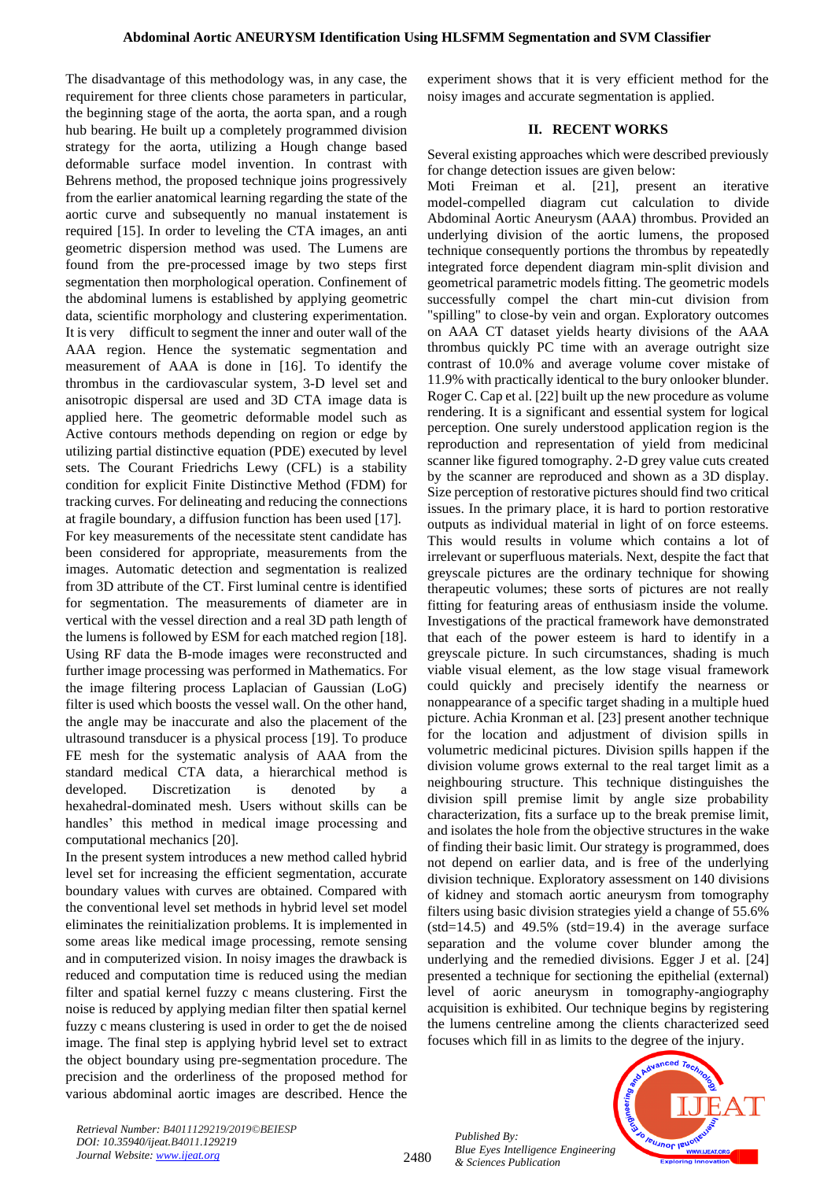The disadvantage of this methodology was, in any case, the requirement for three clients chose parameters in particular, the beginning stage of the aorta, the aorta span, and a rough hub bearing. He built up a completely programmed division strategy for the aorta, utilizing a Hough change based deformable surface model invention. In contrast with Behrens method, the proposed technique joins progressively from the earlier anatomical learning regarding the state of the aortic curve and subsequently no manual instatement is required [15]. In order to leveling the CTA images, an anti geometric dispersion method was used. The Lumens are found from the pre-processed image by two steps first segmentation then morphological operation. Confinement of the abdominal lumens is established by applying geometric data, scientific morphology and clustering experimentation. It is very difficult to segment the inner and outer wall of the AAA region. Hence the systematic segmentation and measurement of AAA is done in [16]. To identify the thrombus in the cardiovascular system, 3-D level set and anisotropic dispersal are used and 3D CTA image data is applied here. The geometric deformable model such as Active contours methods depending on region or edge by utilizing partial distinctive equation (PDE) executed by level sets. The Courant Friedrichs Lewy (CFL) is a stability condition for explicit Finite Distinctive Method (FDM) for tracking curves. For delineating and reducing the connections at fragile boundary, a diffusion function has been used [17].

For key measurements of the necessitate stent candidate has been considered for appropriate, measurements from the images. Automatic detection and segmentation is realized from 3D attribute of the CT. First luminal centre is identified for segmentation. The measurements of diameter are in vertical with the vessel direction and a real 3D path length of the lumens is followed by ESM for each matched region [18]. Using RF data the B-mode images were reconstructed and further image processing was performed in Mathematics. For the image filtering process Laplacian of Gaussian (LoG) filter is used which boosts the vessel wall. On the other hand, the angle may be inaccurate and also the placement of the ultrasound transducer is a physical process [19]. To produce FE mesh for the systematic analysis of AAA from the standard medical CTA data, a hierarchical method is developed. Discretization is denoted by a hexahedral-dominated mesh. Users without skills can be handles' this method in medical image processing and computational mechanics [20].

In the present system introduces a new method called hybrid level set for increasing the efficient segmentation, accurate boundary values with curves are obtained. Compared with the conventional level set methods in hybrid level set model eliminates the reinitialization problems. It is implemented in some areas like medical image processing, remote sensing and in computerized vision. In noisy images the drawback is reduced and computation time is reduced using the median filter and spatial kernel fuzzy c means clustering. First the noise is reduced by applying median filter then spatial kernel fuzzy c means clustering is used in order to get the de noised image. The final step is applying hybrid level set to extract the object boundary using pre-segmentation procedure. The precision and the orderliness of the proposed method for various abdominal aortic images are described. Hence the experiment shows that it is very efficient method for the noisy images and accurate segmentation is applied.

## II. RECENT WORKS

Several existing approaches which were described previously for change detection issues are given below:

Moti Freiman et al. [21], present an iterative model-compelled diagram cut calculation to divide Abdominal Aortic Aneurysm (AAA) thrombus. Provided an underlying division of the aortic lumens, the proposed technique consequently portions the thrombus by repeatedly integrated force dependent diagram min-split division and geometrical parametric models fitting. The geometric models successfully compel the chart min-cut division from "spilling" to close-by vein and organ. Exploratory outcomes on AAA CT dataset yields hearty divisions of the AAA thrombus quickly PC time with an average outright size contrast of 10.0% and average volume cover mistake of 11.9% with practically identical to the bury onlooker blunder. Roger C. Cap et al. [22] built up the new procedure as volume rendering. It is a significant and essential system for logical perception. One surely understood application region is the reproduction and representation of yield from medicinal scanner like figured tomography. 2-D grey value cuts created by the scanner are reproduced and shown as a 3D display. Size perception of restorative pictures should find two critical issues. In the primary place, it is hard to portion restorative outputs as individual material in light of on force esteems. This would results in volume which contains a lot of irrelevant or superfluous materials. Next, despite the fact that greyscale pictures are the ordinary technique for showing therapeutic volumes; these sorts of pictures are not really fitting for featuring areas of enthusiasm inside the volume. Investigations of the practical framework have demonstrated that each of the power esteem is hard to identify in a greyscale picture. In such circumstances, shading is much viable visual element, as the low stage visual framework could quickly and precisely identify the nearness or nonappearance of a specific target shading in a multiple hued picture. Achia Kronman et al. [23] present another technique for the location and adjustment of division spills in volumetric medicinal pictures. Division spills happen if the division volume grows external to the real target limit as a neighbouring structure. This technique distinguishes the division spill premise limit by angle size probability characterization, fits a surface up to the break premise limit, and isolates the hole from the objective structures in the wake of finding their basic limit. Our strategy is programmed, does not depend on earlier data, and is free of the underlying division technique. Exploratory assessment on 140 divisions of kidney and stomach aortic aneurysm from tomography filters using basic division strategies yield a change of 55.6% (std=14.5) and 49.5% (std=19.4) in the average surface separation and the volume cover blunder among the underlying and the remedied divisions. Egger J et al. [24] presented a technique for sectioning the epithelial (external) level of aoric aneurysm in tomography-angiography acquisition is exhibited. Our technique begins by registering the lumens centreline among the clients characterized seed focuses which fill in as limits to the degree of the injury.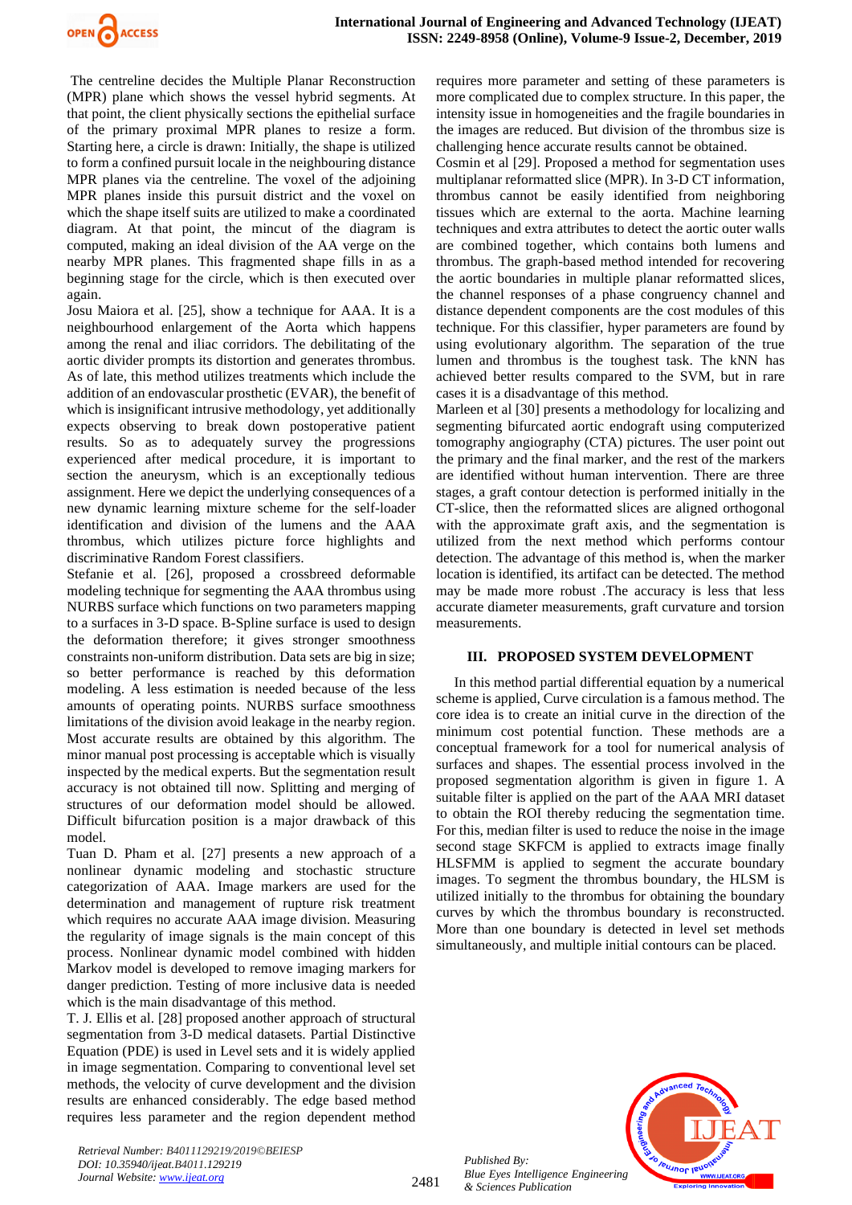The centreline decides the Multiple Planar Reconstruction (MPR) plane which shows the vessel hybrid segments. At that point, the client physically sections the epithelial surface of the primary proximal MPR planes to resize a form. Starting here, a circle is drawn: Initially, the shape is utilized to form a confined pursuit locale in the neighbouring distance MPR planes via the centreline. The voxel of the adjoining MPR planes inside this pursuit district and the voxel on which the shape itself suits are utilized to make a coordinated diagram. At that point, the mincut of the diagram is computed, making an ideal division of the AA verge on the nearby MPR planes. This fragmented shape fills in as a beginning stage for the circle, which is then executed over again.

Josu Maiora et al. [25], show a technique for AAA. It is a neighbourhood enlargement of the Aorta which happens among the renal and iliac corridors. The debilitating of the aortic divider prompts its distortion and generates thrombus. As of late, this method utilizes treatments which include the addition of an endovascular prosthetic (EVAR), the benefit of which is insignificant intrusive methodology, yet additionally expects observing to break down postoperative patient results. So as to adequately survey the progressions experienced after medical procedure, it is important to section the aneurysm, which is an exceptionally tedious assignment. Here we depict the underlying consequences of a new dynamic learning mixture scheme for the self-loader identification and division of the lumens and the AAA thrombus, which utilizes picture force highlights and discriminative Random Forest classifiers.

Stefanie et al. [26], proposed a crossbreed deformable modeling technique for segmenting the AAA thrombus using NURBS surface which functions on two parameters mapping to a surfaces in 3-D space. B-Spline surface is used to design the deformation therefore; it gives stronger smoothness constraints non-uniform distribution. Data sets are big in size; so better performance is reached by this deformation modeling. A less estimation is needed because of the less amounts of operating points. NURBS surface smoothness limitations of the division avoid leakage in the nearby region. Most accurate results are obtained by this algorithm. The minor manual post processing is acceptable which is visually inspected by the medical experts. But the segmentation result accuracy is not obtained till now. Splitting and merging of structures of our deformation model should be allowed. Difficult bifurcation position is a major drawback of this model.

Tuan D. Pham et al. [27] presents a new approach of a nonlinear dynamic modeling and stochastic structure categorization of AAA. Image markers are used for the determination and management of rupture risk treatment which requires no accurate AAA image division. Measuring the regularity of image signals is the main concept of this process. Nonlinear dynamic model combined with hidden Markov model is developed to remove imaging markers for danger prediction. Testing of more inclusive data is needed which is the main disadvantage of this method.

T. J. Ellis et al. [28] proposed another approach of structural segmentation from 3-D medical datasets. Partial Distinctive Equation (PDE) is used in Level sets and it is widely applied in image segmentation. Comparing to conventional level set methods, the velocity of curve development and the division results are enhanced considerably. The edge based method requires less parameter and the region dependent method requires more parameter and setting of these parameters is more complicated due to complex structure. In this paper, the intensity issue in homogeneities and the fragile boundaries in the images are reduced. But division of the thrombus size is challenging hence accurate results cannot be obtained.

Cosmin et al [29]. Proposed a method for segmentation uses multiplanar reformatted slice (MPR). In 3-D CT information, thrombus cannot be easily identified from neighboring tissues which are external to the aorta. Machine learning techniques and extra attributes to detect the aortic outer walls are combined together, which contains both lumens and thrombus. The graph-based method intended for recovering the aortic boundaries in multiple planar reformatted slices, the channel responses of a phase congruency channel and distance dependent components are the cost modules of this technique. For this classifier, hyper parameters are found by using evolutionary algorithm. The separation of the true lumen and thrombus is the toughest task. The kNN has achieved better results compared to the SVM, but in rare cases it is a disadvantage of this method.

Marleen et al [30] presents a methodology for localizing and segmenting bifurcated aortic endograft using computerized tomography angiography (CTA) pictures. The user point out the primary and the final marker, and the rest of the markers are identified without human intervention. There are three stages, a graft contour detection is performed initially in the CT-slice, then the reformatted slices are aligned orthogonal with the approximate graft axis, and the segmentation is utilized from the next method which performs contour detection. The advantage of this method is, when the marker location is identified, its artifact can be detected. The method may be made more robust .The accuracy is less that less accurate diameter measurements, graft curvature and torsion measurements.

## III. PROPOSED SYSTEM DEVELOPMENT

In this method partial differential equation by a numerical scheme is applied, Curve circulation is a famous method. The core idea is to create an initial curve in the direction of the minimum cost potential function. These methods are a conceptual framework for a tool for numerical analysis of surfaces and shapes. The essential process involved in the proposed segmentation algorithm is given in figure 1. A suitable filter is applied on the part of the AAA MRI dataset to obtain the ROI thereby reducing the segmentation time. For this, median filter is used to reduce the noise in the image second stage SKFCM is applied to extracts image finally HLSFMM is applied to segment the accurate boundary images. To segment the thrombus boundary, the HLSM is utilized initially to the thrombus for obtaining the boundary curves by which the thrombus boundary is reconstructed. More than one boundary is detected in level set methods simultaneously, and multiple initial contours can be placed.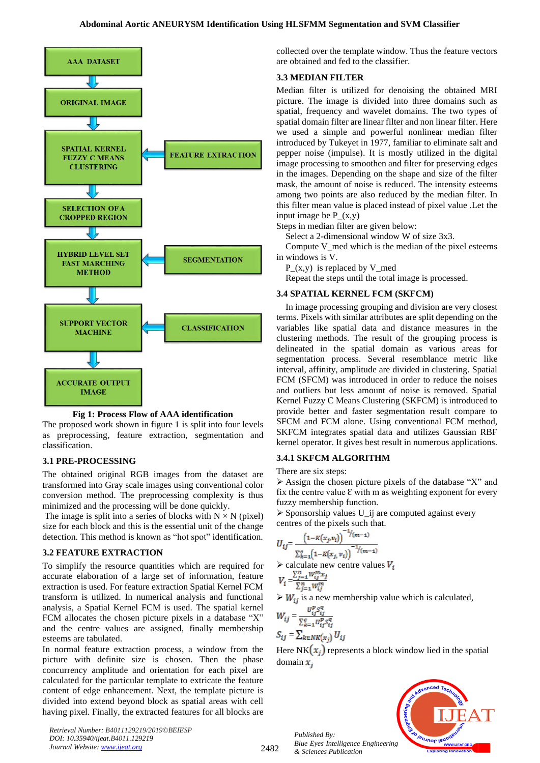AAA DATASET

ORIGINAL IMAGE

SPATIAL KERNEL FUZZY C MEANS CLUSTERING ← FEATURE EXTRACTION

SELECTION OF A CROPPED REGION

HYBRID LEVEL SET FAST MARCHING METHOD ← SEGMENTATION

SUPPORT VECTOR MACHINE ← CLASSIFICATION

ACCURATE OUTPUT IMAGE

**Fig 1: Process Flow of AAA identification**

The proposed work shown in figure 1 is split into four levels as preprocessing, feature extraction, segmentation and classification.

### 3.1 PRE-PROCESSING

The obtained original RGB images from the dataset are transformed into Gray scale images using conventional color conversion method. The preprocessing complexity is thus minimized and the processing will be done quickly.

The image is split into a series of blocks with N × N (pixel) size for each block and this is the essential unit of the change detection. This method is known as "hot spot" identification.

### 3.2 FEATURE EXTRACTION

To simplify the resource quantities which are required for accurate elaboration of a large set of information, feature extraction is used. For feature extraction Spatial Kernel FCM transform is utilized. In numerical analysis and functional analysis, a Spatial Kernel FCM is used. The spatial kernel FCM allocates the chosen picture pixels in a database "X" and the centre values are assigned, finally membership esteems are tabulated.

In normal feature extraction process, a window from the picture with definite size is chosen. Then the phase concurrency amplitude and orientation for each pixel are calculated for the particular template to extricate the feature content of edge enhancement. Next, the template picture is divided into extend beyond block as spatial areas with cell having pixel. Finally, the extracted features for all blocks are collected over the template window. Thus the feature vectors are obtained and fed to the classifier.

### 3.3 MEDIAN FILTER

Median filter is utilized for denoising the obtained MRI picture. The image is divided into three domains such as spatial, frequency and wavelet domains. The two types of spatial domain filter are linear filter and non linear filter. Here we used a simple and powerful nonlinear median filter introduced by Tukeyet in 1977, familiar to eliminate salt and pepper noise (impulse). It is mostly utilized in the digital image processing to smoothen and filter for preserving edges in the images. Depending on the shape and size of the filter mask, the amount of noise is reduced. The intensity esteems among two points are also reduced by the median filter. In this filter mean value is placed instead of pixel value .Let the input image be P_(x,y)

Steps in median filter are given below:

Select a 2-dimensional window W of size 3x3.

Compute V_med which is the median of the pixel esteems in windows is V.

P_(x,y) is replaced by V_med

Repeat the steps until the total image is processed.

### 3.4 SPATIAL KERNEL FCM (SKFCM)

In image processing grouping and division are very closest terms. Pixels with similar attributes are split depending on the variables like spatial data and distance measures in the clustering methods. The result of the grouping process is delineated in the spatial domain as various areas for segmentation process. Several resemblance metric like interval, affinity, amplitude are divided in clustering. Spatial FCM (SFCM) was introduced in order to reduce the noises and outliers but less amount of noise is removed. Spatial Kernel Fuzzy C Means Clustering (SKFCM) is introduced to provide better and faster segmentation result compare to SFCM and FCM alone. Using conventional FCM method, SKFCM integrates spatial data and utilizes Gaussian RBF kernel operator. It gives best result in numerous applications.

### 3.4.1 SKFCM ALGORITHM

There are six steps:

- Assign the chosen picture pixels of the database "X" and fix the centre value Ɛ with m as weighting exponent for every fuzzy membership function.
- Sponsorship values U_ij are computed against every centres of the pixels such that.

$$U_{ij} = \frac{\left(1-K(x_j, v_i)\right)^{-1/(m-1)}}{\sum_{k=1}^{c}\left(1-K(x_j, v_i)\right)^{-1/(m-1)}}$$

- calculate new centre values $V_i$

$$V_i = \frac{\sum_{j=1}^{n} w_{ij}^{m} x_j}{\sum_{j=1}^{n} w_{ij}^{m}}$$

- $W_{ij}$ is a new membership value which is calculated,

$$W_{ij} = \frac{U_{ij}^{p} S_{ij}^{q}}{\sum_{k=1}^{c} U_{ij}^{p} S_{ij}^{q}}$$

$$S_{ij} = \sum_{k \in NK(x_j)} U_{ij}$$

Here $NK(x_j)$ represents a block window lied in the spatial domain $x_j$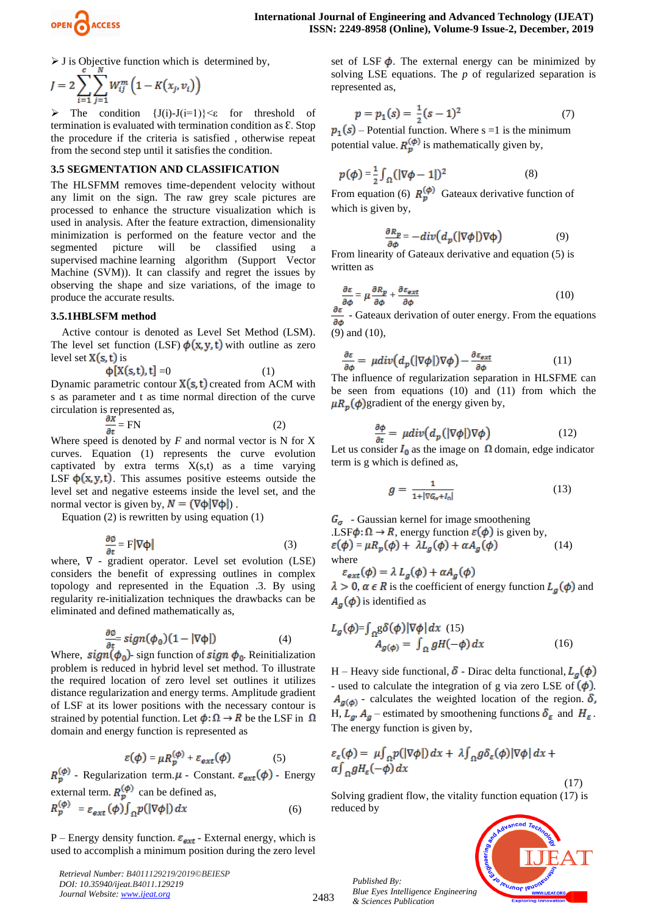➤ J is Objective function which is determined by,

$$J = 2\sum_{i=1}^{c}\sum_{j=1}^{N} W_{ij}^{m}\left(1 - K(x_j, v_i)\right)$$

➤ The condition {J(i)-J(i=1)}<ε for threshold of termination is evaluated with termination condition as Ɛ. Stop the procedure if the criteria is satisfied , otherwise repeat from the second step until it satisfies the condition.

### 3.5 SEGMENTATION AND CLASSIFICATION

The HLSFMM removes time-dependent velocity without any limit on the sign. The raw grey scale pictures are processed to enhance the structure visualization which is used in analysis. After the feature extraction, dimensionality minimization is performed on the feature vector and the segmented picture will be classified using a supervised machine learning algorithm (Support Vector Machine (SVM)). It can classify and regret the issues by observing the shape and size variations, of the image to produce the accurate results.

### 3.5.1HBLSFM method

Active contour is denoted as Level Set Method (LSM). The level set function (LSF) $\phi(x,y,t)$ with outline as zero level set $X(s,t)$ is

$$\phi[X(s,t),t] = 0 \quad (1)$$

Dynamic parametric contour $X(s,t)$ created from ACM with s as parameter and t as time normal direction of the curve circulation is represented as,

$$\frac{\partial X}{\partial t} = FN \quad (2)$$

Where speed is denoted by *F* and normal vector is N for X curves. Equation (1) represents the curve evolution captivated by extra terms X(s,t) as a time varying LSF $\phi(x,y,t)$. This assumes positive esteems outside the level set and negative esteems inside the level set, and the normal vector is given by, $N = (\nabla\phi|\nabla\phi|)$ .

Equation (2) is rewritten by using equation (1)

$$\frac{\partial \emptyset}{\partial t} = F|\nabla\phi| \quad (3)$$

where, ∇ - gradient operator. Level set evolution (LSE) considers the benefit of expressing outlines in complex topology and represented in the Equation .3. By using regularity re-initialization techniques the drawbacks can be eliminated and defined mathematically as,

$$\frac{\partial \emptyset}{\partial t} = sign(\phi_0)(1 - |\nabla\phi|) \quad (4)$$

Where, $sign(\phi_0)$- sign function of $sign\ \phi_0$. Reinitialization problem is reduced in hybrid level set method. To illustrate the required location of zero level set outlines it utilizes distance regularization and energy terms. Amplitude gradient of LSF at its lower positions with the necessary contour is strained by potential function. Let $\phi:\Omega \to R$ be the LSF in $\Omega$ domain and energy function is represented as

$$\varepsilon(\phi) = \mu R_p^{(\phi)} + \varepsilon_{ext}(\phi) \quad (5)$$

$R_p^{(\phi)}$ - Regularization term.$\mu$ - Constant. $\varepsilon_{ext}(\phi)$ - Energy external term. $R_p^{(\phi)}$ can be defined as,

$$R_p^{(\phi)} = \varepsilon_{ext}(\phi)\int_{\Omega} p(|\nabla\phi|)\,dx \quad (6)$$

P – Energy density function. $\varepsilon_{ext}$ - External energy, which is used to accomplish a minimum position during the zero level set of LSF $\phi$. The external energy can be minimized by solving LSE equations. The *p* of regularized separation is represented as,

$$p = p_1(s) = \frac{1}{2}(s-1)^2 \quad (7)$$

$p_1(s)$ – Potential function. Where s =1 is the minimum potential value. $R_p^{(\phi)}$ is mathematically given by,

$$p(\phi) = \frac{1}{2}\int_{\Omega}(|\nabla\phi - 1|)^2 \quad (8)$$

From equation (6) $R_p^{(\phi)}$ Gateaux derivative function of which is given by,

$$\frac{\partial R_p}{\partial \phi} = -div\left(d_p(|\nabla\phi|)\nabla\phi\right) \quad (9)$$

From linearity of Gateaux derivative and equation (5) is written as

$$\frac{\partial \varepsilon}{\partial \phi} = \mu\frac{\partial R_p}{\partial \phi} + \frac{\partial \varepsilon_{ext}}{\partial \phi} \quad (10)$$

$\frac{\partial \varepsilon}{\partial \phi}$ - Gateaux derivation of outer energy. From the equations (9) and (10),

$$\frac{\partial \varepsilon}{\partial \phi} = \mu div\left(d_p(|\nabla\phi|)\nabla\phi\right) - \frac{\partial \varepsilon_{ext}}{\partial \phi} \quad (11)$$

The influence of regularization separation in HLSFME can be seen from equations (10) and (11) from which the $\mu R_p(\phi)$gradient of the energy given by,

$$\frac{\partial \phi}{\partial t} = \mu div\left(d_p(|\nabla\phi|)\nabla\phi\right) \quad (12)$$

Let us consider $I_0$ as the image on $\Omega$ domain, edge indicator term is g which is defined as,

$$g = \frac{1}{1 + |\nabla G_\sigma * I_0|} \quad (13)$$

$G_\sigma$ - Gaussian kernel for image smoothening

.LSF$\phi:\Omega \to R$, energy function $\varepsilon(\phi)$ is given by,

$$\varepsilon(\phi) = \mu R_p(\phi) + \lambda L_g(\phi) + \alpha A_g(\phi) \quad (14)$$

where

$$\varepsilon_{ext}(\phi) = \lambda L_g(\phi) + \alpha A_g(\phi)$$

$\lambda > 0, \alpha \in R$ is the coefficient of energy function $L_g(\phi)$ and $A_g(\phi)$ is identified as

$$L_g(\phi) = \int_{\Omega} g\delta(\phi)|\nabla\phi|\,dx \quad (15)$$

$$A_{g(\phi)} = \int_{\Omega} gH(-\phi)\,dx \quad (16)$$

H – Heavy side functional, $\delta$ - Dirac delta functional, $L_g(\phi)$ - used to calculate the integration of g via zero LSE of $(\phi)$. $A_{g(\phi)}$ - calculates the weighted location of the region. $\delta$, H, $L_g$, $A_g$ – estimated by smoothening functions $\delta_\varepsilon$ and $H_\varepsilon$. The energy function is given by,

$$\varepsilon_\varepsilon(\phi) = \mu\int_{\Omega} p(|\nabla\phi|)\,dx + \lambda\int_{\Omega} g\delta_\varepsilon(\phi)|\nabla\phi|\,dx + \alpha\int_{\Omega} gH_\varepsilon(-\phi)\,dx \quad (17)$$

Solving gradient flow, the vitality function equation (17) is reduced by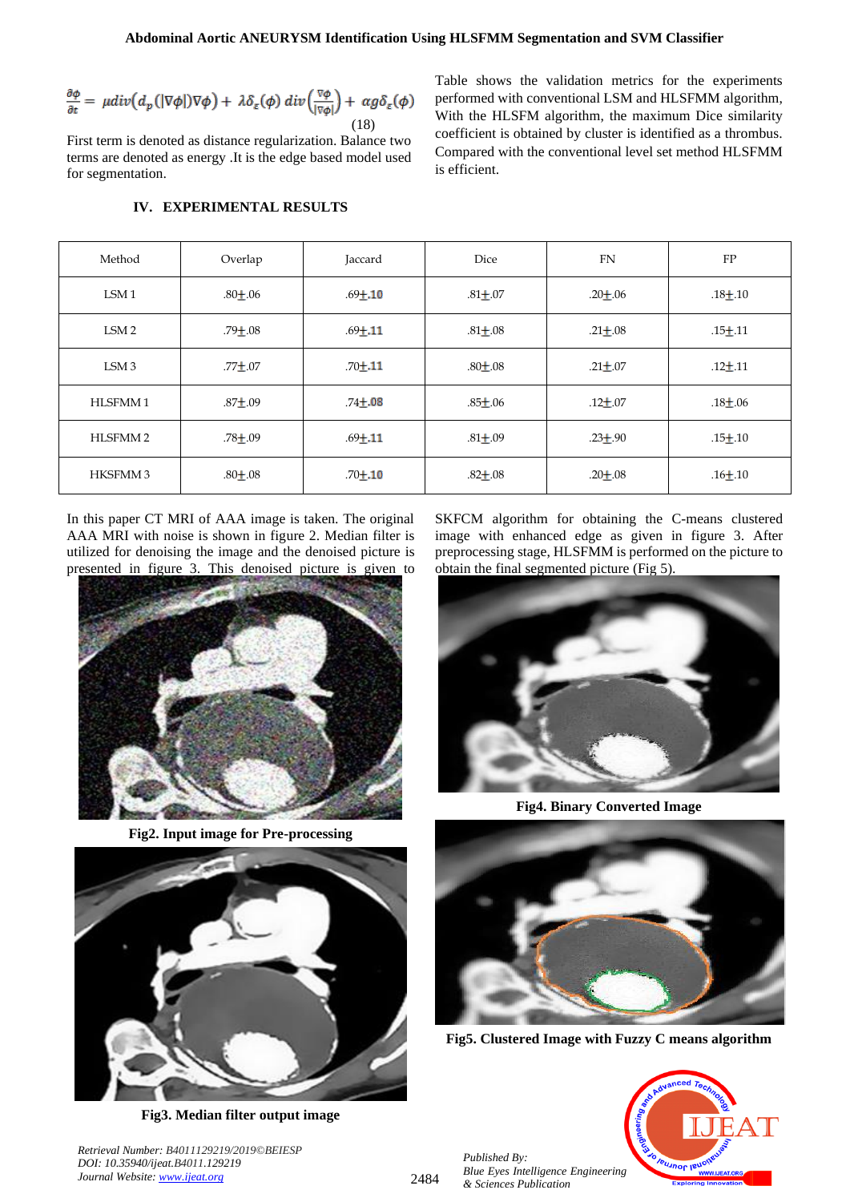$$\frac{\partial \phi}{\partial t} = \mu div\left(d_p(|\nabla \phi|)\nabla \phi\right) + \lambda \delta_\varepsilon(\phi)\, div\left(\frac{\nabla \phi}{|\nabla \phi|}\right) + \alpha g \delta_\varepsilon(\phi) \quad (18)$$

First term is denoted as distance regularization. Balance two terms are denoted as energy .It is the edge based model used for segmentation.

## IV. EXPERIMENTAL RESULTS

Table shows the validation metrics for the experiments performed with conventional LSM and HLSFMM algorithm, With the HLSFM algorithm, the maximum Dice similarity coefficient is obtained by cluster is identified as a thrombus. Compared with the conventional level set method HLSFMM is efficient.

| Method | Overlap | Jaccard | Dice | FN | FP |
|---|---|---|---|---|---|
| LSM 1 | .80±.06 | .69±.10 | .81±.07 | .20±.06 | .18±.10 |
| LSM 2 | .79±.08 | .69±.11 | .81±.08 | .21±.08 | .15±.11 |
| LSM 3 | .77±.07 | .70±.11 | .80±.08 | .21±.07 | .12±.11 |
| HLSFMM 1 | .87±.09 | .74±.08 | .85±.06 | .12±.07 | .18±.06 |
| HLSFMM 2 | .78±.09 | .69±.11 | .81±.09 | .23±.90 | .15±.10 |
| HKSFMM 3 | .80±.08 | .70±.10 | .82±.08 | .20±.08 | .16±.10 |

In this paper CT MRI of AAA image is taken. The original AAA MRI with noise is shown in figure 2. Median filter is utilized for denoising the image and the denoised picture is presented in figure 3. This denoised picture is given to SKFCM algorithm for obtaining the C-means clustered image with enhanced edge as given in figure 3. After preprocessing stage, HLSFMM is performed on the picture to obtain the final segmented picture (Fig 5).

**Fig2. Input image for Pre-processing**

**Fig3. Median filter output image**

**Fig4. Binary Converted Image**

**Fig5. Clustered Image with Fuzzy C means algorithm**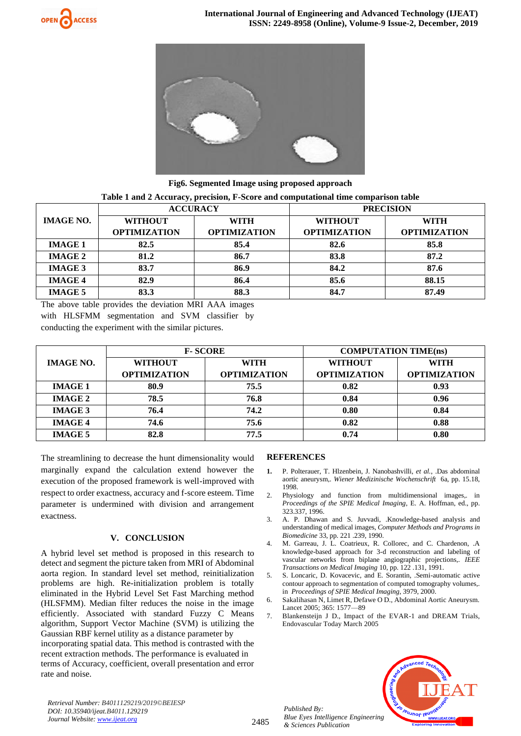Fig6. Segmented Image using proposed approach

Table 1 and 2 Accuracy, precision, F-Score and computational time comparison table

| IMAGE NO. | ACCURACY | | PRECISION | |
|---|---|---|---|---|
| | WITHOUT OPTIMIZATION | WITH OPTIMIZATION | WITHOUT OPTIMIZATION | WITH OPTIMIZATION |
| IMAGE 1 | 82.5 | 85.4 | 82.6 | 85.8 |
| IMAGE 2 | 81.2 | 86.7 | 83.8 | 87.2 |
| IMAGE 3 | 83.7 | 86.9 | 84.2 | 87.6 |
| IMAGE 4 | 82.9 | 86.4 | 85.6 | 88.15 |
| IMAGE 5 | 83.3 | 88.3 | 84.7 | 87.49 |

The above table provides the deviation MRI AAA images with HLSFMM segmentation and SVM classifier by conducting the experiment with the similar pictures.

| IMAGE NO. | F- SCORE | | COMPUTATION TIME(ns) | |
|---|---|---|---|---|
| | WITHOUT OPTIMIZATION | WITH OPTIMIZATION | WITHOUT OPTIMIZATION | WITH OPTIMIZATION |
| IMAGE 1 | 80.9 | 75.5 | 0.82 | 0.93 |
| IMAGE 2 | 78.5 | 76.8 | 0.84 | 0.96 |
| IMAGE 3 | 76.4 | 74.2 | 0.80 | 0.84 |
| IMAGE 4 | 74.6 | 75.6 | 0.82 | 0.88 |
| IMAGE 5 | 82.8 | 77.5 | 0.74 | 0.80 |

The streamlining to decrease the hunt dimensionality would marginally expand the calculation extend however the execution of the proposed framework is well-improved with respect to order exactness, accuracy and f-score esteem. Time parameter is undermined with division and arrangement exactness.

## V. CONCLUSION

A hybrid level set method is proposed in this research to detect and segment the picture taken from MRI of Abdominal aorta region. In standard level set method, reinitialization problems are high. Re-initialization problem is totally eliminated in the Hybrid Level Set Fast Marching method (HLSFMM). Median filter reduces the noise in the image efficiently. Associated with standard Fuzzy C Means algorithm, Support Vector Machine (SVM) is utilizing the Gaussian RBF kernel utility as a distance parameter by incorporating spatial data. This method is contrasted with the recent extraction methods. The performance is evaluated in terms of Accuracy, coefficient, overall presentation and error rate and noise.

## REFERENCES

1. P. Polterauer, T. Hlzenbein, J. Nanobashvilli, *et al.*, .Das abdominal aortic aneurysm,. *Wiener Medizinische Wochenschrift* 6a, pp. 15.18, 1998.
2. Physiology and function from multidimensional images,. in *Proceedings of the SPIE Medical Imaging*, E. A. Hoffman, ed., pp. 323.337, 1996.
3. A. P. Dhawan and S. Juvvadi, .Knowledge-based analysis and understanding of medical images, *Computer Methods and Programs in Biomedicine* 33, pp. 221 .239, 1990.
4. M. Garreau, J. L. Coatrieux, R. Collorec, and C. Chardenon, .A knowledge-based approach for 3-d reconstruction and labeling of vascular networks from biplane angiographic projections,. *IEEE Transactions on Medical Imaging* 10, pp. 122 .131, 1991.
5. S. Loncaric, D. Kovacevic, and E. Sorantin, .Semi-automatic active contour approach to segmentation of computed tomography volumes,. in *Proceedings of SPIE Medical Imaging*, 3979, 2000.
6. Sakalihasan N, Limet R, Defawe O D., Abdominal Aortic Aneurysm. Lancet 2005; 365: 1577—89
7. Blankensteijn J D., Impact of the EVAR-1 and DREAM Trials, Endovascular Today March 2005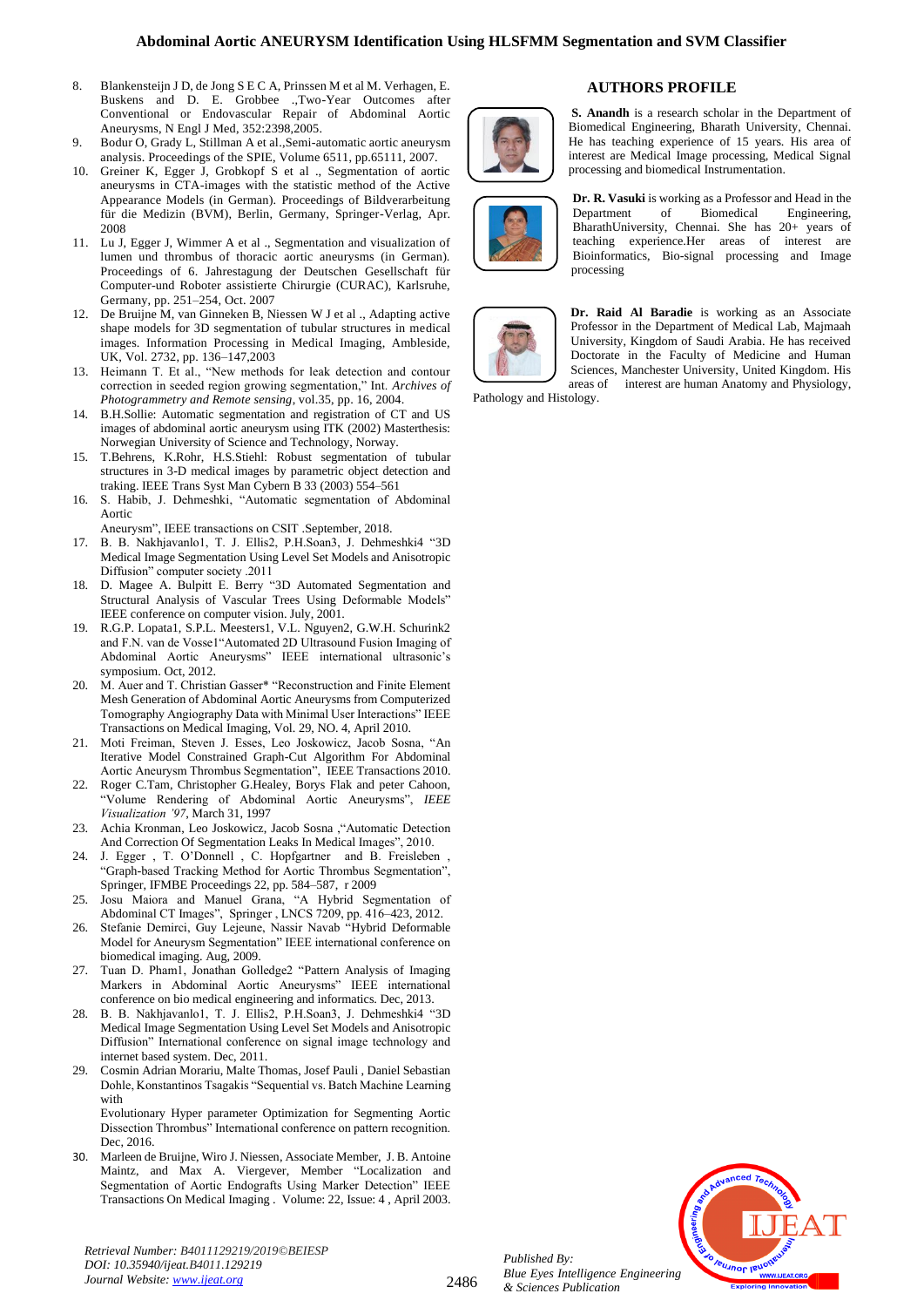8. Blankensteijn J D, de Jong S E C A, Prinssen M et al M. Verhagen, E. Buskens and D. E. Grobbee .,Two-Year Outcomes after Conventional or Endovascular Repair of Abdominal Aortic Aneurysms, N Engl J Med, 352:2398,2005.
9. Bodur O, Grady L, Stillman A et al.,Semi-automatic aortic aneurysm analysis. Proceedings of the SPIE, Volume 6511, pp.65111, 2007.
10. Greiner K, Egger J, Grobkopf S et al ., Segmentation of aortic aneurysms in CTA-images with the statistic method of the Active Appearance Models (in German). Proceedings of Bildverarbeitung für die Medizin (BVM), Berlin, Germany, Springer-Verlag, Apr. 2008
11. Lu J, Egger J, Wimmer A et al ., Segmentation and visualization of lumen und thrombus of thoracic aortic aneurysms (in German). Proceedings of 6. Jahrestagung der Deutschen Gesellschaft für Computer-und Roboter assistierte Chirurgie (CURAC), Karlsruhe, Germany, pp. 251–254, Oct. 2007
12. De Bruijne M, van Ginneken B, Niessen W J et al ., Adapting active shape models for 3D segmentation of tubular structures in medical images. Information Processing in Medical Imaging, Ambleside, UK, Vol. 2732, pp. 136–147,2003
13. Heimann T. Et al., "New methods for leak detection and contour correction in seeded region growing segmentation," Int. *Archives of Photogrammetry and Remote sensing*, vol.35, pp. 16, 2004.
14. B.H.Sollie: Automatic segmentation and registration of CT and US images of abdominal aortic aneurysm using ITK (2002) Masterthesis: Norwegian University of Science and Technology, Norway.
15. T.Behrens, K.Rohr, H.S.Stiehl: Robust segmentation of tubular structures in 3-D medical images by parametric object detection and traking. IEEE Trans Syst Man Cybern B 33 (2003) 554–561
16. S. Habib, J. Dehmeshki, "Automatic segmentation of Abdominal Aortic Aneurysm", IEEE transactions on CSIT .September, 2018.
17. B. B. Nakhjavanlo1, T. J. Ellis2, P.H.Soan3, J. Dehmeshki4 "3D Medical Image Segmentation Using Level Set Models and Anisotropic Diffusion" computer society .2011
18. D. Magee A. Bulpitt E. Berry "3D Automated Segmentation and Structural Analysis of Vascular Trees Using Deformable Models" IEEE conference on computer vision. July, 2001.
19. R.G.P. Lopata1, S.P.L. Meesters1, V.L. Nguyen2, G.W.H. Schurink2 and F.N. van de Vosse1"Automated 2D Ultrasound Fusion Imaging of Abdominal Aortic Aneurysms" IEEE international ultrasonic's symposium. Oct, 2012.
20. M. Auer and T. Christian Gasser* "Reconstruction and Finite Element Mesh Generation of Abdominal Aortic Aneurysms from Computerized Tomography Angiography Data with Minimal User Interactions" IEEE Transactions on Medical Imaging, Vol. 29, NO. 4, April 2010.
21. Moti Freiman, Steven J. Esses, Leo Joskowicz, Jacob Sosna, "An Iterative Model Constrained Graph-Cut Algorithm For Abdominal Aortic Aneurysm Thrombus Segmentation", IEEE Transactions 2010.
22. Roger C.Tam, Christopher G.Healey, Borys Flak and peter Cahoon, "Volume Rendering of Abdominal Aortic Aneurysms", *IEEE Visualization '97*, March 31, 1997
23. Achia Kronman, Leo Joskowicz, Jacob Sosna ,"Automatic Detection And Correction Of Segmentation Leaks In Medical Images", 2010.
24. J. Egger , T. O'Donnell , C. Hopfgartner and B. Freisleben , "Graph-based Tracking Method for Aortic Thrombus Segmentation", Springer, IFMBE Proceedings 22, pp. 584–587, r 2009
25. Josu Maiora and Manuel Grana, "A Hybrid Segmentation of Abdominal CT Images", Springer , LNCS 7209, pp. 416–423, 2012.
26. Stefanie Demirci, Guy Lejeune, Nassir Navab "Hybrid Deformable Model for Aneurysm Segmentation" IEEE international conference on biomedical imaging. Aug, 2009.
27. Tuan D. Pham1, Jonathan Golledge2 "Pattern Analysis of Imaging Markers in Abdominal Aortic Aneurysms" IEEE international conference on bio medical engineering and informatics. Dec, 2013.
28. B. B. Nakhjavanlo1, T. J. Ellis2, P.H.Soan3, J. Dehmeshki4 "3D Medical Image Segmentation Using Level Set Models and Anisotropic Diffusion" International conference on signal image technology and internet based system. Dec, 2011.
29. Cosmin Adrian Morariu, Malte Thomas, Josef Pauli , Daniel Sebastian Dohle, Konstantinos Tsagakis "Sequential vs. Batch Machine Learning with Evolutionary Hyper parameter Optimization for Segmenting Aortic Dissection Thrombus" International conference on pattern recognition. Dec, 2016.
30. Marleen de Bruijne, Wiro J. Niessen, Associate Member, J. B. Antoine Maintz, and Max A. Viergever, Member "Localization and Segmentation of Aortic Endografts Using Marker Detection" IEEE Transactions On Medical Imaging . Volume: 22, Issue: 4 , April 2003.

## AUTHORS PROFILE

**S. Anandh** is a research scholar in the Department of Biomedical Engineering, Bharath University, Chennai. He has teaching experience of 15 years. His area of interest are Medical Image processing, Medical Signal processing and biomedical Instrumentation.

**Dr. R. Vasuki** is working as a Professor and Head in the Department of Biomedical Engineering, BharathUniversity, Chennai. She has 20+ years of teaching experience.Her areas of interest are Bioinformatics, Bio-signal processing and Image processing

**Dr. Raid Al Baradie** is working as an Associate Professor in the Department of Medical Lab, Majmaah University, Kingdom of Saudi Arabia. He has received Doctorate in the Faculty of Medicine and Human Sciences, Manchester University, United Kingdom. His areas of interest are human Anatomy and Physiology, Pathology and Histology.